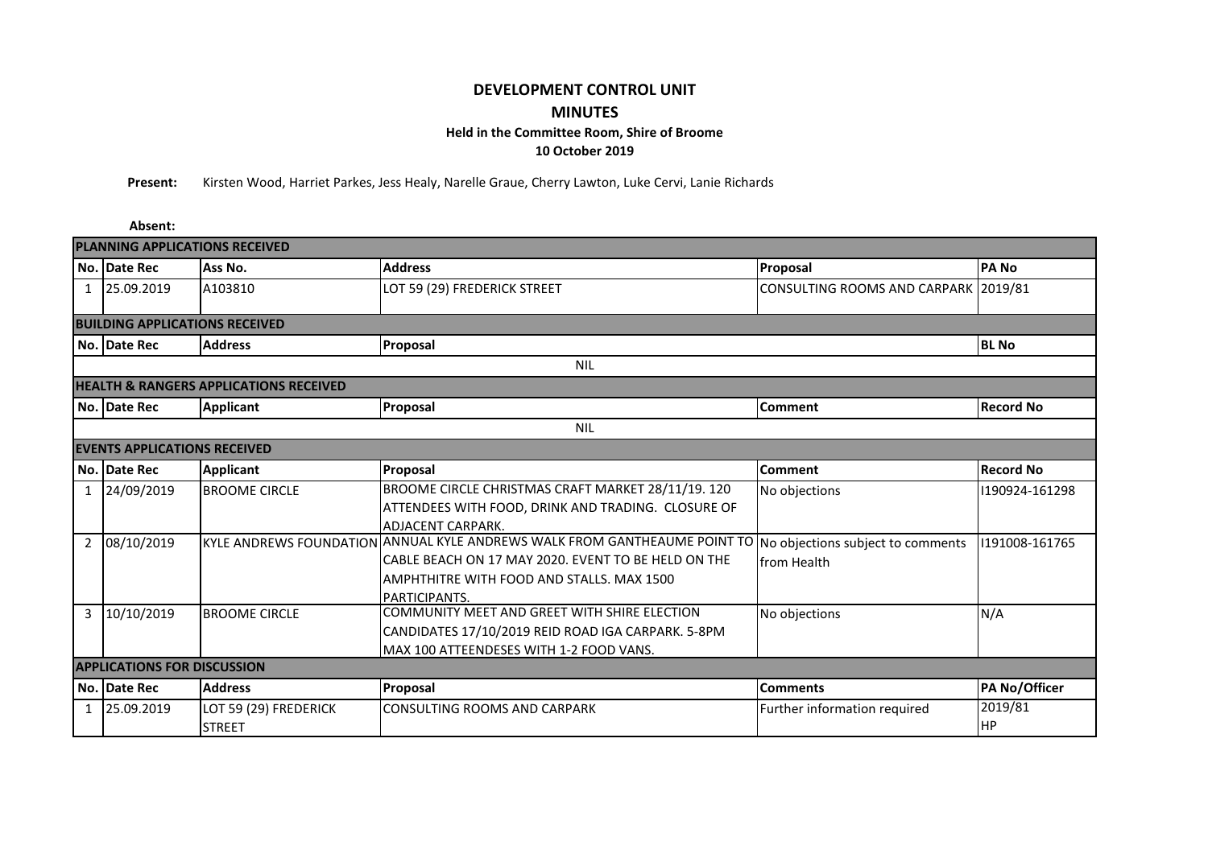# DEVELOPMENT CONTROL UNIT

## MINUTES

### Held in the Committee Room, Shire of Broome

### 10 October 2019

**Present:** Kirsten Wood, Harriet Parkes, Jess Healy, Narelle Graue, Cherry Lawton, Luke Cervi, Lanie Richards

**Absent:**

**PLANNING APPLICATIONS RECEIVED**

| No. | Date Rec | Ass No. | Address | Proposal | PA No |
|---|---|---|---|---|---|
| 1 | 25.09.2019 | A103810 | LOT 59 (29) FREDERICK STREET | CONSULTING ROOMS AND CARPARK | 2019/81 |

**BUILDING APPLICATIONS RECEIVED**

| No. | Date Rec | Address | Proposal | BL No |
|---|---|---|---|---|
| | | | NIL | |

**HEALTH & RANGERS APPLICATIONS RECEIVED**

| No. | Date Rec | Applicant | Proposal | Comment | Record No |
|---|---|---|---|---|---|
| | | | NIL | | |

**EVENTS APPLICATIONS RECEIVED**

| No. | Date Rec | Applicant | Proposal | Comment | Record No |
|---|---|---|---|---|---|
| 1 | 24/09/2019 | BROOME CIRCLE | BROOME CIRCLE CHRISTMAS CRAFT MARKET 28/11/19. 120 ATTENDEES WITH FOOD, DRINK AND TRADING. CLOSURE OF ADJACENT CARPARK. | No objections | I190924-161298 |
| 2 | 08/10/2019 | KYLE ANDREWS FOUNDATION | ANNUAL KYLE ANDREWS WALK FROM GANTHEAUME POINT TO CABLE BEACH ON 17 MAY 2020. EVENT TO BE HELD ON THE AMPHTHITRE WITH FOOD AND STALLS. MAX 1500 PARTICIPANTS. | No objections subject to comments from Health | I191008-161765 |
| 3 | 10/10/2019 | BROOME CIRCLE | COMMUNITY MEET AND GREET WITH SHIRE ELECTION CANDIDATES 17/10/2019 REID ROAD IGA CARPARK. 5-8PM MAX 100 ATTEENDESES WITH 1-2 FOOD VANS. | No objections | N/A |

**APPLICATIONS FOR DISCUSSION**

| No. | Date Rec | Address | Proposal | Comments | PA No/Officer |
|---|---|---|---|---|---|
| 1 | 25.09.2019 | LOT 59 (29) FREDERICK STREET | CONSULTING ROOMS AND CARPARK | Further information required | 2019/81 HP |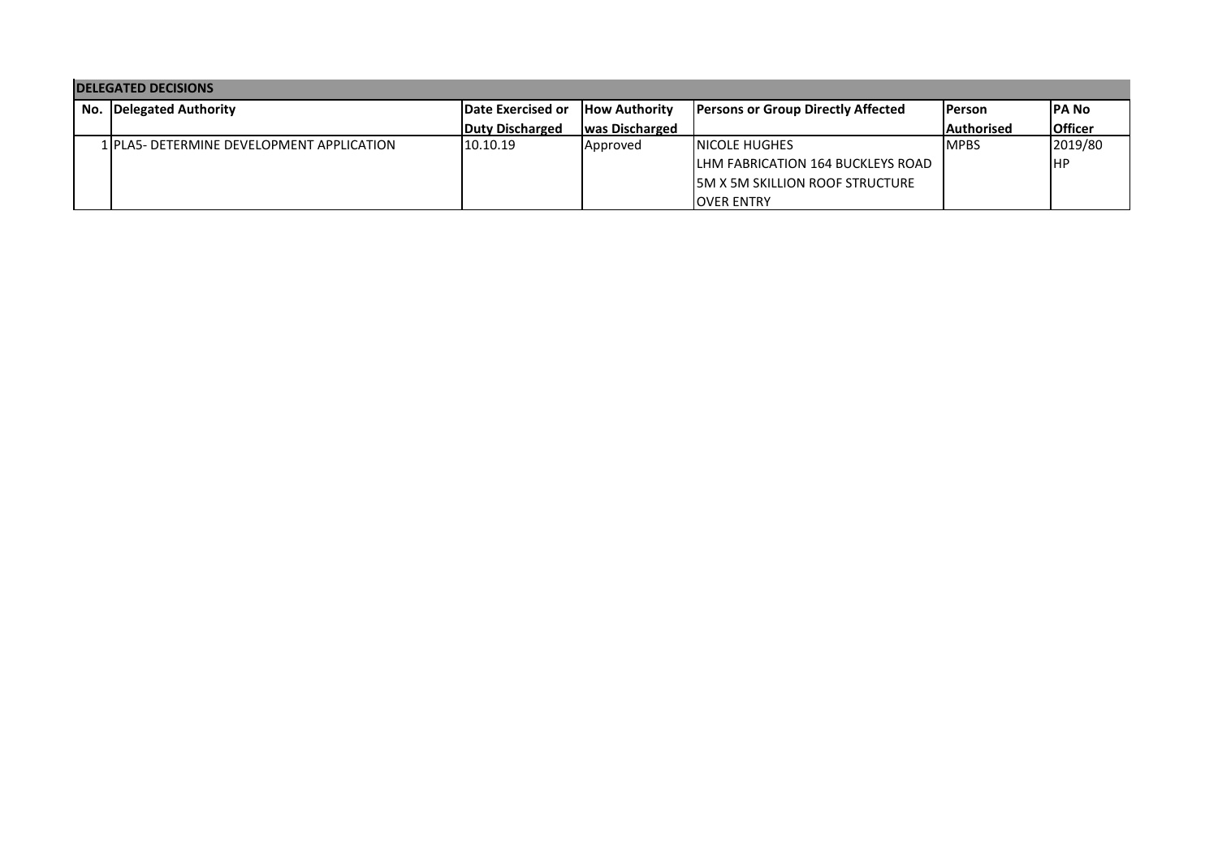**DELEGATED DECISIONS**

| No. | Delegated Authority | Date Exercised or Duty Discharged | How Authority was Discharged | Persons or Group Directly Affected | Person Authorised | PA No Officer |
|---|---|---|---|---|---|---|
| 1 | PLA5- DETERMINE DEVELOPMENT APPLICATION | 10.10.19 | Approved | NICOLE HUGHES<br>LHM FABRICATION 164 BUCKLEYS ROAD<br>5M X 5M SKILLION ROOF STRUCTURE<br>OVER ENTRY | MPBS | 2019/80<br>HP |